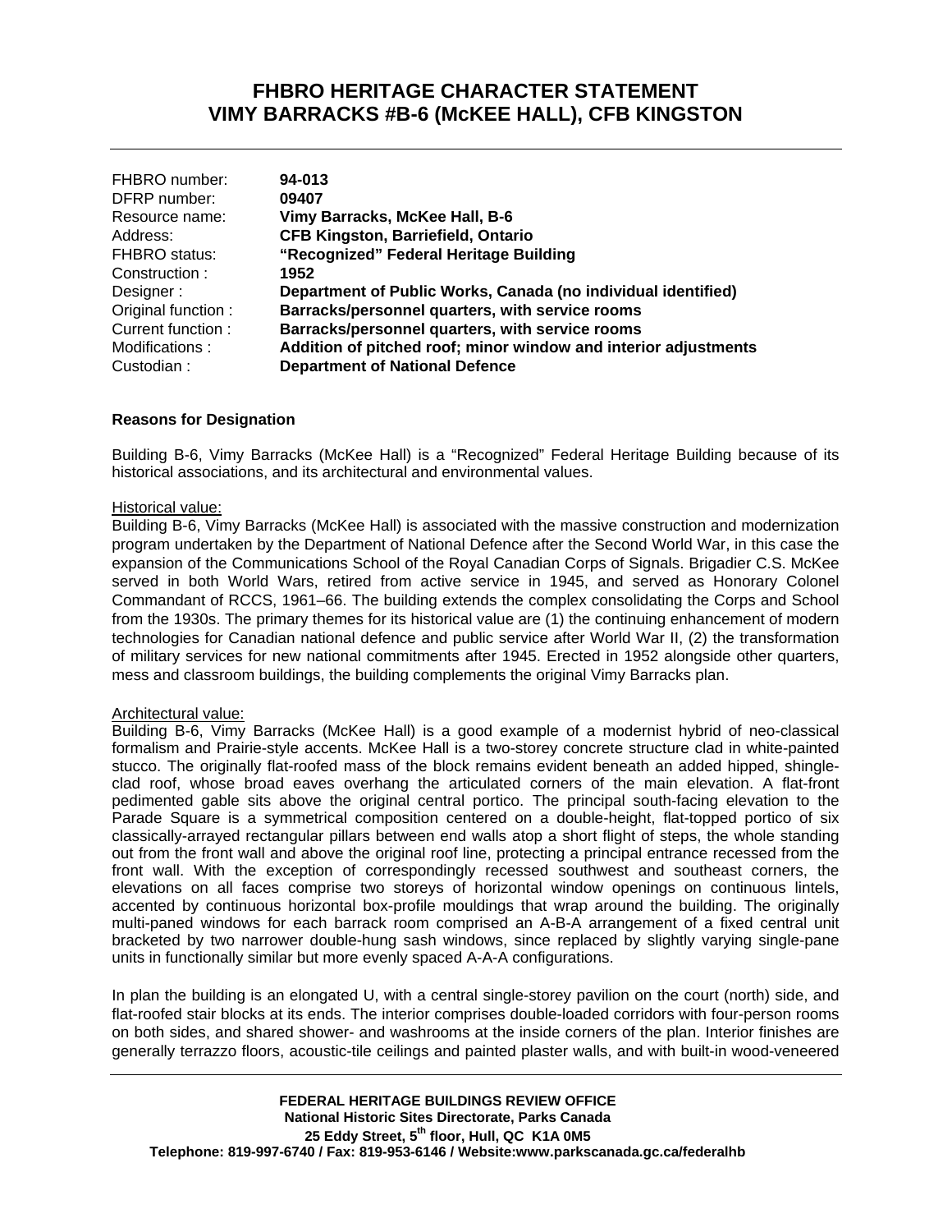# FHBRO HERITAGE CHARACTER STATEMENT
# VIMY BARRACKS #B-6 (McKEE HALL), CFB KINGSTON

| | |
|---|---|
| FHBRO number: | **94-013** |
| DFRP number: | **09407** |
| Resource name: | **Vimy Barracks, McKee Hall, B-6** |
| Address: | **CFB Kingston, Barriefield, Ontario** |
| FHBRO status: | **"Recognized" Federal Heritage Building** |
| Construction : | **1952** |
| Designer : | **Department of Public Works, Canada (no individual identified)** |
| Original function : | **Barracks/personnel quarters, with service rooms** |
| Current function : | **Barracks/personnel quarters, with service rooms** |
| Modifications : | **Addition of pitched roof; minor window and interior adjustments** |
| Custodian : | **Department of National Defence** |

**Reasons for Designation**

Building B-6, Vimy Barracks (McKee Hall) is a "Recognized" Federal Heritage Building because of its historical associations, and its architectural and environmental values.

Historical value:

Building B-6, Vimy Barracks (McKee Hall) is associated with the massive construction and modernization program undertaken by the Department of National Defence after the Second World War, in this case the expansion of the Communications School of the Royal Canadian Corps of Signals. Brigadier C.S. McKee served in both World Wars, retired from active service in 1945, and served as Honorary Colonel Commandant of RCCS, 1961–66. The building extends the complex consolidating the Corps and School from the 1930s. The primary themes for its historical value are (1) the continuing enhancement of modern technologies for Canadian national defence and public service after World War II, (2) the transformation of military services for new national commitments after 1945. Erected in 1952 alongside other quarters, mess and classroom buildings, the building complements the original Vimy Barracks plan.

Architectural value:

Building B-6, Vimy Barracks (McKee Hall) is a good example of a modernist hybrid of neo-classical formalism and Prairie-style accents. McKee Hall is a two-storey concrete structure clad in white-painted stucco. The originally flat-roofed mass of the block remains evident beneath an added hipped, shingle-clad roof, whose broad eaves overhang the articulated corners of the main elevation. A flat-front pedimented gable sits above the original central portico. The principal south-facing elevation to the Parade Square is a symmetrical composition centered on a double-height, flat-topped portico of six classically-arrayed rectangular pillars between end walls atop a short flight of steps, the whole standing out from the front wall and above the original roof line, protecting a principal entrance recessed from the front wall. With the exception of correspondingly recessed southwest and southeast corners, the elevations on all faces comprise two storeys of horizontal window openings on continuous lintels, accented by continuous horizontal box-profile mouldings that wrap around the building. The originally multi-paned windows for each barrack room comprised an A-B-A arrangement of a fixed central unit bracketed by two narrower double-hung sash windows, since replaced by slightly varying single-pane units in functionally similar but more evenly spaced A-A-A configurations.

In plan the building is an elongated U, with a central single-storey pavilion on the court (north) side, and flat-roofed stair blocks at its ends. The interior comprises double-loaded corridors with four-person rooms on both sides, and shared shower- and washrooms at the inside corners of the plan. Interior finishes are generally terrazzo floors, acoustic-tile ceilings and painted plaster walls, and with built-in wood-veneered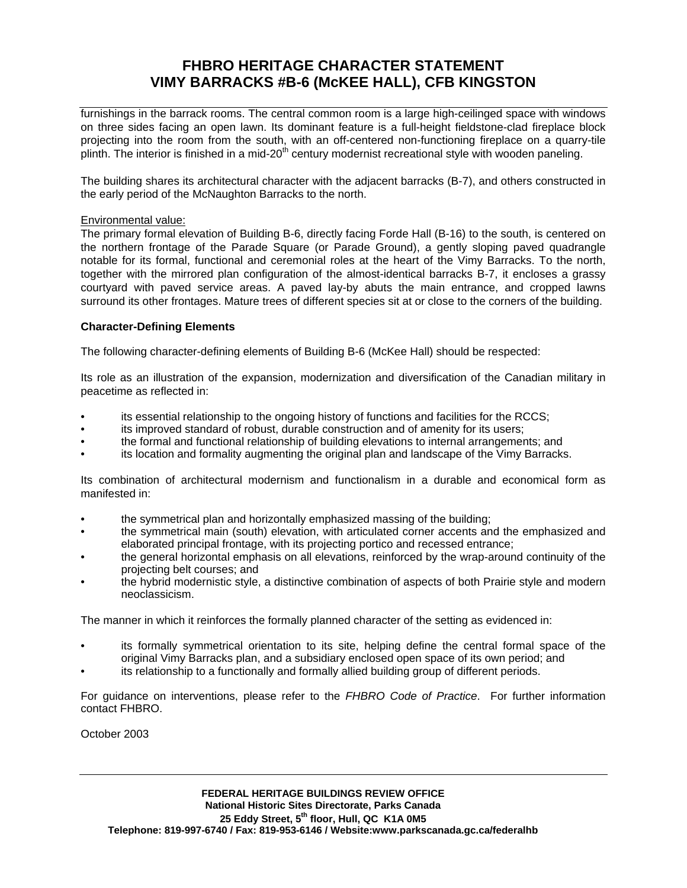furnishings in the barrack rooms. The central common room is a large high-ceilinged space with windows on three sides facing an open lawn. Its dominant feature is a full-height fieldstone-clad fireplace block projecting into the room from the south, with an off-centered non-functioning fireplace on a quarry-tile plinth. The interior is finished in a mid-20th century modernist recreational style with wooden paneling.

The building shares its architectural character with the adjacent barracks (B-7), and others constructed in the early period of the McNaughton Barracks to the north.

Environmental value:
The primary formal elevation of Building B-6, directly facing Forde Hall (B-16) to the south, is centered on the northern frontage of the Parade Square (or Parade Ground), a gently sloping paved quadrangle notable for its formal, functional and ceremonial roles at the heart of the Vimy Barracks. To the north, together with the mirrored plan configuration of the almost-identical barracks B-7, it encloses a grassy courtyard with paved service areas. A paved lay-by abuts the main entrance, and cropped lawns surround its other frontages. Mature trees of different species sit at or close to the corners of the building.

**Character-Defining Elements**

The following character-defining elements of Building B-6 (McKee Hall) should be respected:

Its role as an illustration of the expansion, modernization and diversification of the Canadian military in peacetime as reflected in:

- its essential relationship to the ongoing history of functions and facilities for the RCCS;
- its improved standard of robust, durable construction and of amenity for its users;
- the formal and functional relationship of building elevations to internal arrangements; and
- its location and formality augmenting the original plan and landscape of the Vimy Barracks.

Its combination of architectural modernism and functionalism in a durable and economical form as manifested in:

- the symmetrical plan and horizontally emphasized massing of the building;
- the symmetrical main (south) elevation, with articulated corner accents and the emphasized and elaborated principal frontage, with its projecting portico and recessed entrance;
- the general horizontal emphasis on all elevations, reinforced by the wrap-around continuity of the projecting belt courses; and
- the hybrid modernistic style, a distinctive combination of aspects of both Prairie style and modern neoclassicism.

The manner in which it reinforces the formally planned character of the setting as evidenced in:

- its formally symmetrical orientation to its site, helping define the central formal space of the original Vimy Barracks plan, and a subsidiary enclosed open space of its own period; and
- its relationship to a functionally and formally allied building group of different periods.

For guidance on interventions, please refer to the *FHBRO Code of Practice*. For further information contact FHBRO.

October 2003